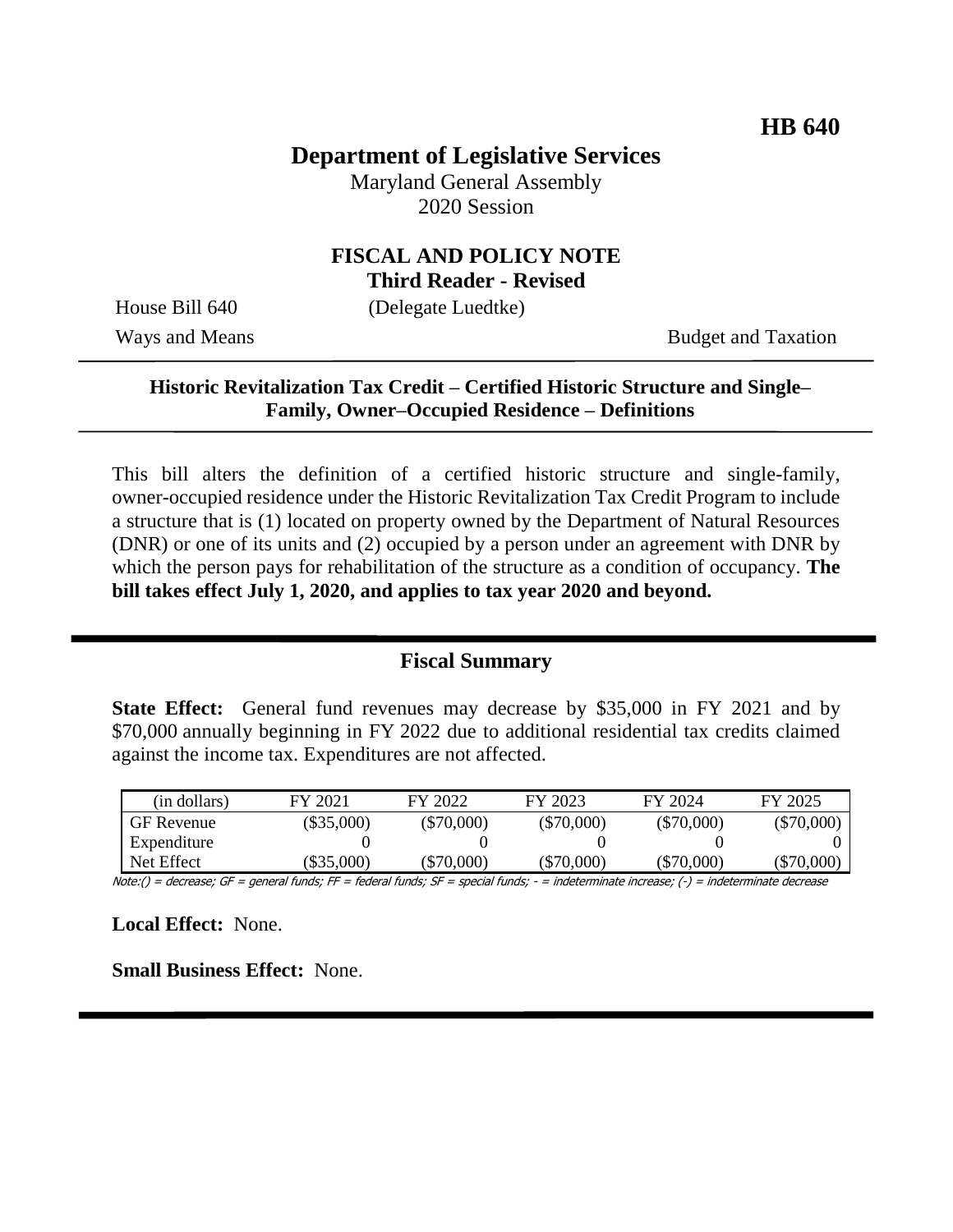**HB 640**

# Department of Legislative Services

Maryland General Assembly
2020 Session

## FISCAL AND POLICY NOTE
**Third Reader - Revised**

House Bill 640 (Delegate Luedtke)
Ways and Means Budget and Taxation

**Historic Revitalization Tax Credit – Certified Historic Structure and Single–Family, Owner–Occupied Residence – Definitions**

This bill alters the definition of a certified historic structure and single-family, owner-occupied residence under the Historic Revitalization Tax Credit Program to include a structure that is (1) located on property owned by the Department of Natural Resources (DNR) or one of its units and (2) occupied by a person under an agreement with DNR by which the person pays for rehabilitation of the structure as a condition of occupancy. **The bill takes effect July 1, 2020, and applies to tax year 2020 and beyond.**

## Fiscal Summary

**State Effect:** General fund revenues may decrease by $35,000 in FY 2021 and by $70,000 annually beginning in FY 2022 due to additional residential tax credits claimed against the income tax. Expenditures are not affected.

| (in dollars) | FY 2021 | FY 2022 | FY 2023 | FY 2024 | FY 2025 |
|---|---|---|---|---|---|
| GF Revenue | ($35,000) | ($70,000) | ($70,000) | ($70,000) | ($70,000) |
| Expenditure | 0 | 0 | 0 | 0 | 0 |
| Net Effect | ($35,000) | ($70,000) | ($70,000) | ($70,000) | ($70,000) |

Note:() = decrease; GF = general funds; FF = federal funds; SF = special funds; - = indeterminate increase; (-) = indeterminate decrease

**Local Effect:** None.

**Small Business Effect:** None.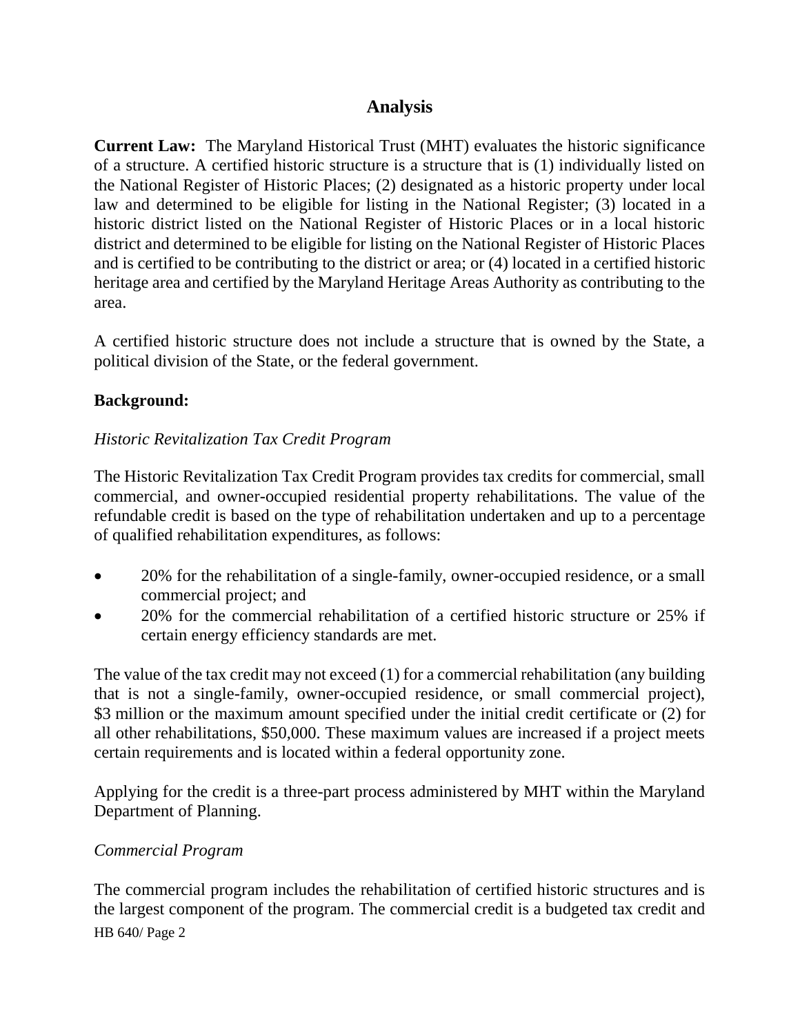## Analysis

**Current Law:** The Maryland Historical Trust (MHT) evaluates the historic significance of a structure. A certified historic structure is a structure that is (1) individually listed on the National Register of Historic Places; (2) designated as a historic property under local law and determined to be eligible for listing in the National Register; (3) located in a historic district listed on the National Register of Historic Places or in a local historic district and determined to be eligible for listing on the National Register of Historic Places and is certified to be contributing to the district or area; or (4) located in a certified historic heritage area and certified by the Maryland Heritage Areas Authority as contributing to the area.

A certified historic structure does not include a structure that is owned by the State, a political division of the State, or the federal government.

**Background:**

*Historic Revitalization Tax Credit Program*

The Historic Revitalization Tax Credit Program provides tax credits for commercial, small commercial, and owner-occupied residential property rehabilitations. The value of the refundable credit is based on the type of rehabilitation undertaken and up to a percentage of qualified rehabilitation expenditures, as follows:

- 20% for the rehabilitation of a single-family, owner-occupied residence, or a small commercial project; and
- 20% for the commercial rehabilitation of a certified historic structure or 25% if certain energy efficiency standards are met.

The value of the tax credit may not exceed (1) for a commercial rehabilitation (any building that is not a single-family, owner-occupied residence, or small commercial project), $3 million or the maximum amount specified under the initial credit certificate or (2) for all other rehabilitations, $50,000. These maximum values are increased if a project meets certain requirements and is located within a federal opportunity zone.

Applying for the credit is a three-part process administered by MHT within the Maryland Department of Planning.

*Commercial Program*

The commercial program includes the rehabilitation of certified historic structures and is the largest component of the program. The commercial credit is a budgeted tax credit and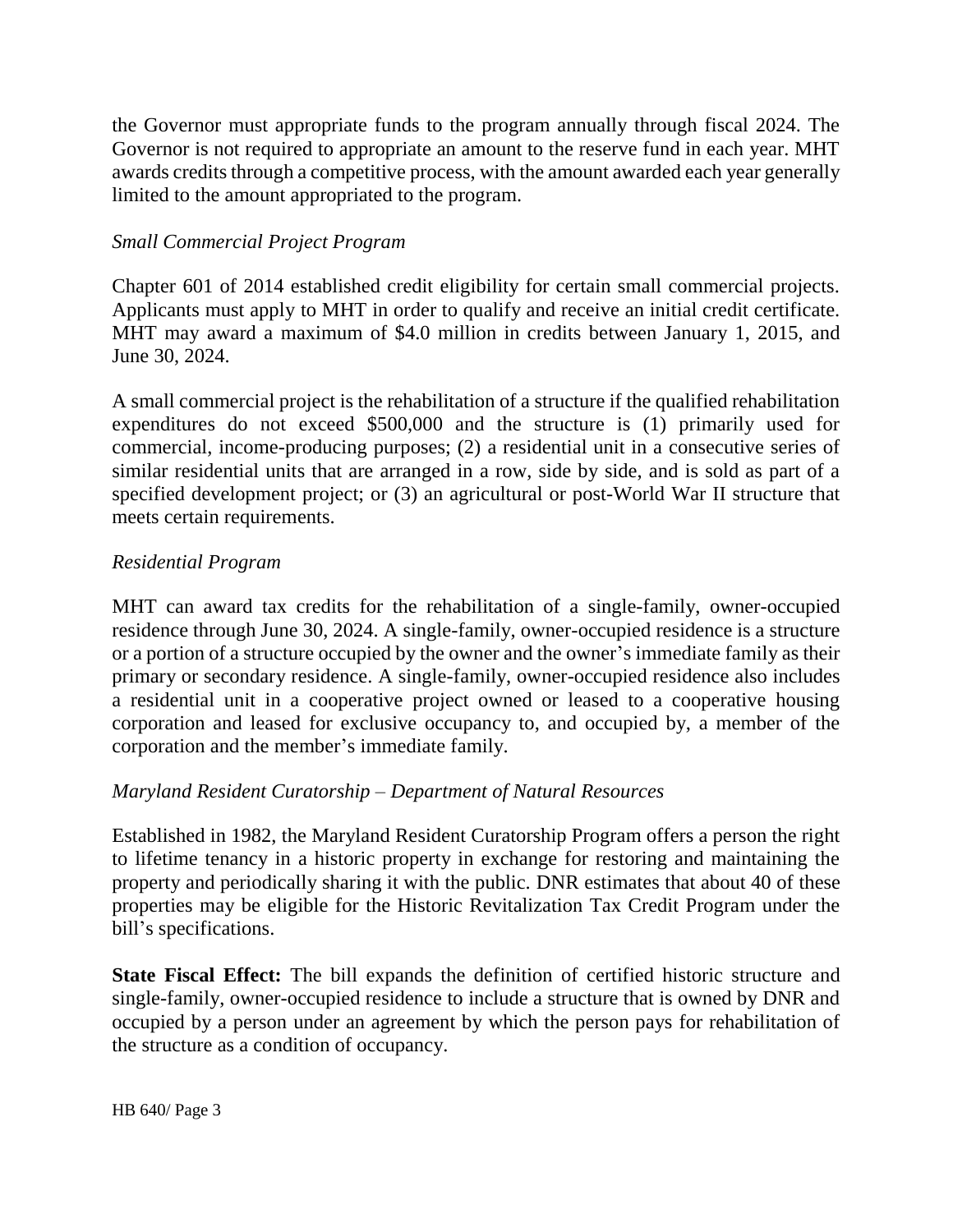the Governor must appropriate funds to the program annually through fiscal 2024. The Governor is not required to appropriate an amount to the reserve fund in each year. MHT awards credits through a competitive process, with the amount awarded each year generally limited to the amount appropriated to the program.

*Small Commercial Project Program*

Chapter 601 of 2014 established credit eligibility for certain small commercial projects. Applicants must apply to MHT in order to qualify and receive an initial credit certificate. MHT may award a maximum of $4.0 million in credits between January 1, 2015, and June 30, 2024.

A small commercial project is the rehabilitation of a structure if the qualified rehabilitation expenditures do not exceed $500,000 and the structure is (1) primarily used for commercial, income-producing purposes; (2) a residential unit in a consecutive series of similar residential units that are arranged in a row, side by side, and is sold as part of a specified development project; or (3) an agricultural or post-World War II structure that meets certain requirements.

*Residential Program*

MHT can award tax credits for the rehabilitation of a single-family, owner-occupied residence through June 30, 2024. A single-family, owner-occupied residence is a structure or a portion of a structure occupied by the owner and the owner's immediate family as their primary or secondary residence. A single-family, owner-occupied residence also includes a residential unit in a cooperative project owned or leased to a cooperative housing corporation and leased for exclusive occupancy to, and occupied by, a member of the corporation and the member's immediate family.

*Maryland Resident Curatorship – Department of Natural Resources*

Established in 1982, the Maryland Resident Curatorship Program offers a person the right to lifetime tenancy in a historic property in exchange for restoring and maintaining the property and periodically sharing it with the public. DNR estimates that about 40 of these properties may be eligible for the Historic Revitalization Tax Credit Program under the bill's specifications.

**State Fiscal Effect:** The bill expands the definition of certified historic structure and single-family, owner-occupied residence to include a structure that is owned by DNR and occupied by a person under an agreement by which the person pays for rehabilitation of the structure as a condition of occupancy.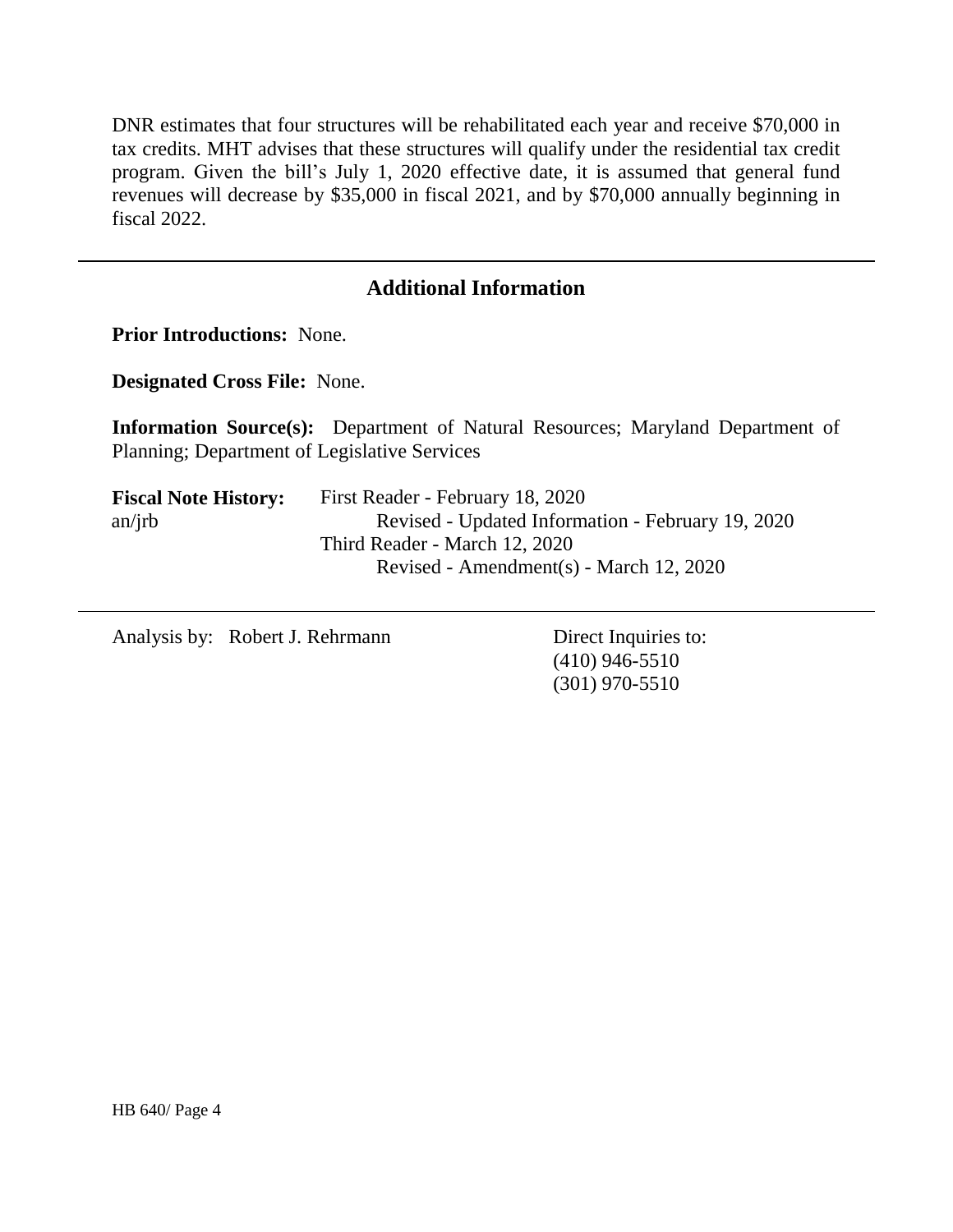DNR estimates that four structures will be rehabilitated each year and receive $70,000 in tax credits. MHT advises that these structures will qualify under the residential tax credit program. Given the bill's July 1, 2020 effective date, it is assumed that general fund revenues will decrease by $35,000 in fiscal 2021, and by $70,000 annually beginning in fiscal 2022.

---

## Additional Information

**Prior Introductions:** None.

**Designated Cross File:** None.

**Information Source(s):** Department of Natural Resources; Maryland Department of Planning; Department of Legislative Services

**Fiscal Note History:** First Reader - February 18, 2020
an/jrb Revised - Updated Information - February 19, 2020
Third Reader - March 12, 2020
Revised - Amendment(s) - March 12, 2020

---

Analysis by: Robert J. Rehrmann

Direct Inquiries to:
(410) 946-5510
(301) 970-5510